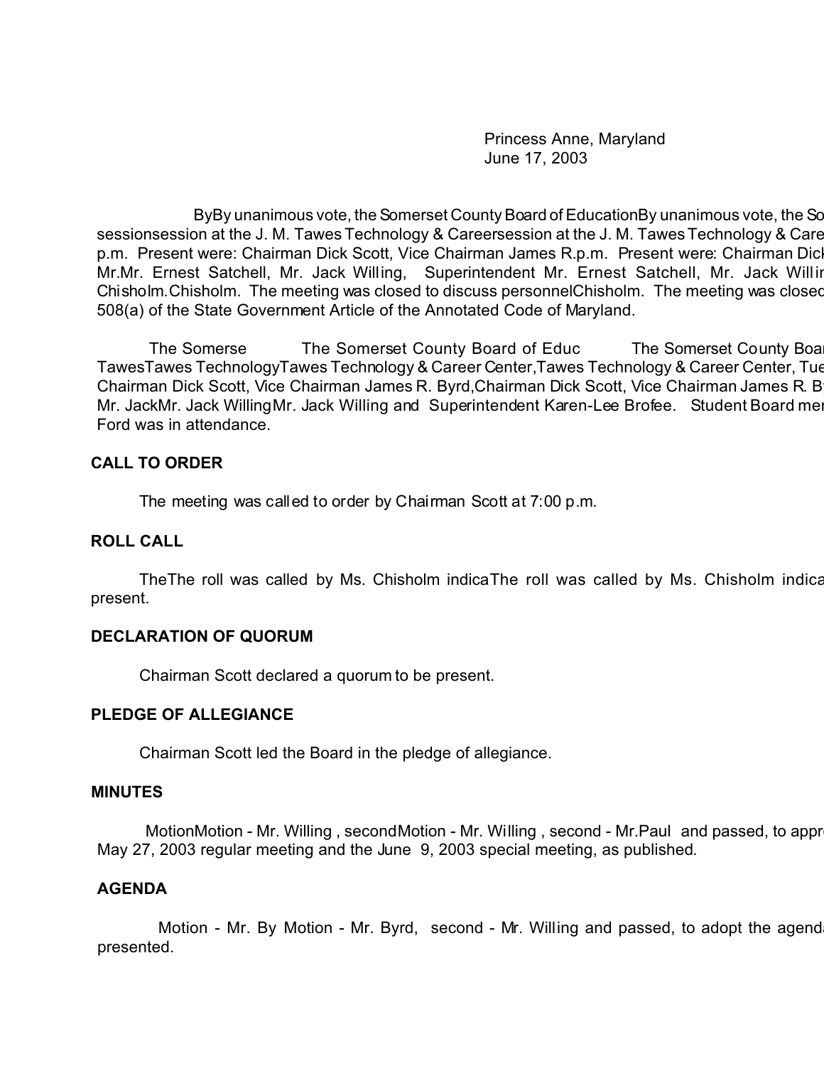Princess Anne, Maryland
June 17, 2003

ByBy unanimous vote, the Somerset County Board of EducationBy unanimous vote, the So sessionsession at the J. M. Tawes Technology & Careersession at the J. M. Tawes Technology & Care p.m. Present were: Chairman Dick Scott, Vice Chairman James R.p.m. Present were: Chairman Dic Mr.Mr. Ernest Satchell, Mr. Jack Willing, Superintendent Mr. Ernest Satchell, Mr. Jack Willin Chisholm.Chisholm. The meeting was closed to discuss personnelChisholm. The meeting was closed 508(a) of the State Government Article of the Annotated Code of Maryland.

The Somerse The Somerset County Board of Educ The Somerset County Boa TawesTawes TechnologyTawes Technology & Career Center,Tawes Technology & Career Center, Tue Chairman Dick Scott, Vice Chairman James R. Byrd,Chairman Dick Scott, Vice Chairman James R. B Mr. JackMr. Jack WillingMr. Jack Willing and Superintendent Karen-Lee Brofee. Student Board me Ford was in attendance.

## CALL TO ORDER

The meeting was called to order by Chairman Scott at 7:00 p.m.

## ROLL CALL

TheThe roll was called by Ms. Chisholm indicaThe roll was called by Ms. Chisholm indica present.

## DECLARATION OF QUORUM

Chairman Scott declared a quorum to be present.

## PLEDGE OF ALLEGIANCE

Chairman Scott led the Board in the pledge of allegiance.

## MINUTES

MotionMotion - Mr. Willing , secondMotion - Mr. Willing , second - Mr.Paul and passed, to appr May 27, 2003 regular meeting and the June 9, 2003 special meeting, as published.

## AGENDA

Motion - Mr. By Motion - Mr. Byrd, second - Mr. Willing and passed, to adopt the agend presented.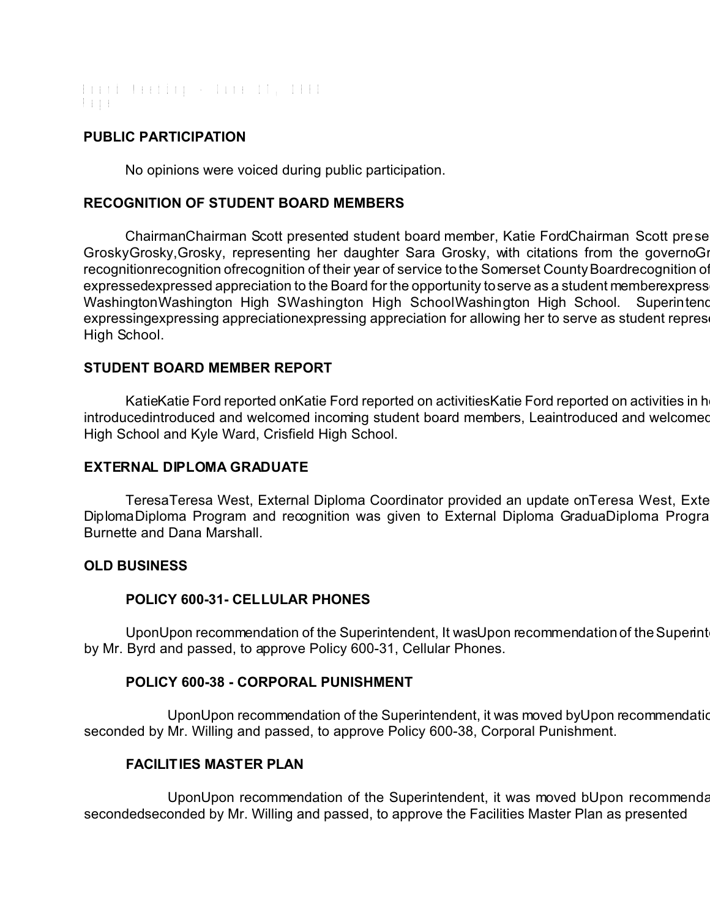**PUBLIC PARTICIPATION**

No opinions were voiced during public participation.

**RECOGNITION OF STUDENT BOARD MEMBERS**

ChairmanChairman Scott presented student board member, Katie FordChairman Scott prese GroskyGrosky,Grosky, representing her daughter Sara Grosky, with citations from the governoGr recognitionrecognition ofrecognition of their year of service to the Somerset County Boardrecognition of expressedexpressed appreciation to the Board for the opportunity to serve as a student memberexpresse WashingtonWashington High SWashington High SchoolWashington High School. Superintend expressingexpressing appreciationexpressing appreciation for allowing her to serve as student represe High School.

**STUDENT BOARD MEMBER REPORT**

KatieKatie Ford reported onKatie Ford reported on activitiesKatie Ford reported on activities in h introducedintroduced and welcomed incoming student board members, Leaintroduced and welcomed High School and Kyle Ward, Crisfield High School.

**EXTERNAL DIPLOMA GRADUATE**

TeresaTeresa West, External Diploma Coordinator provided an update onTeresa West, Exte DiplomaDiploma Program and recognition was given to External Diploma GraduaDiploma Progra Burnette and Dana Marshall.

**OLD BUSINESS**

**POLICY 600-31- CELLULAR PHONES**

UponUpon recommendation of the Superintendent, It wasUpon recommendation of the Superinte by Mr. Byrd and passed, to approve Policy 600-31, Cellular Phones.

**POLICY 600-38 - CORPORAL PUNISHMENT**

UponUpon recommendation of the Superintendent, it was moved byUpon recommendatio seconded by Mr. Willing and passed, to approve Policy 600-38, Corporal Punishment.

**FACILITIES MASTER PLAN**

UponUpon recommendation of the Superintendent, it was moved bUpon recommenda secondedseconded by Mr. Willing and passed, to approve the Facilities Master Plan as presented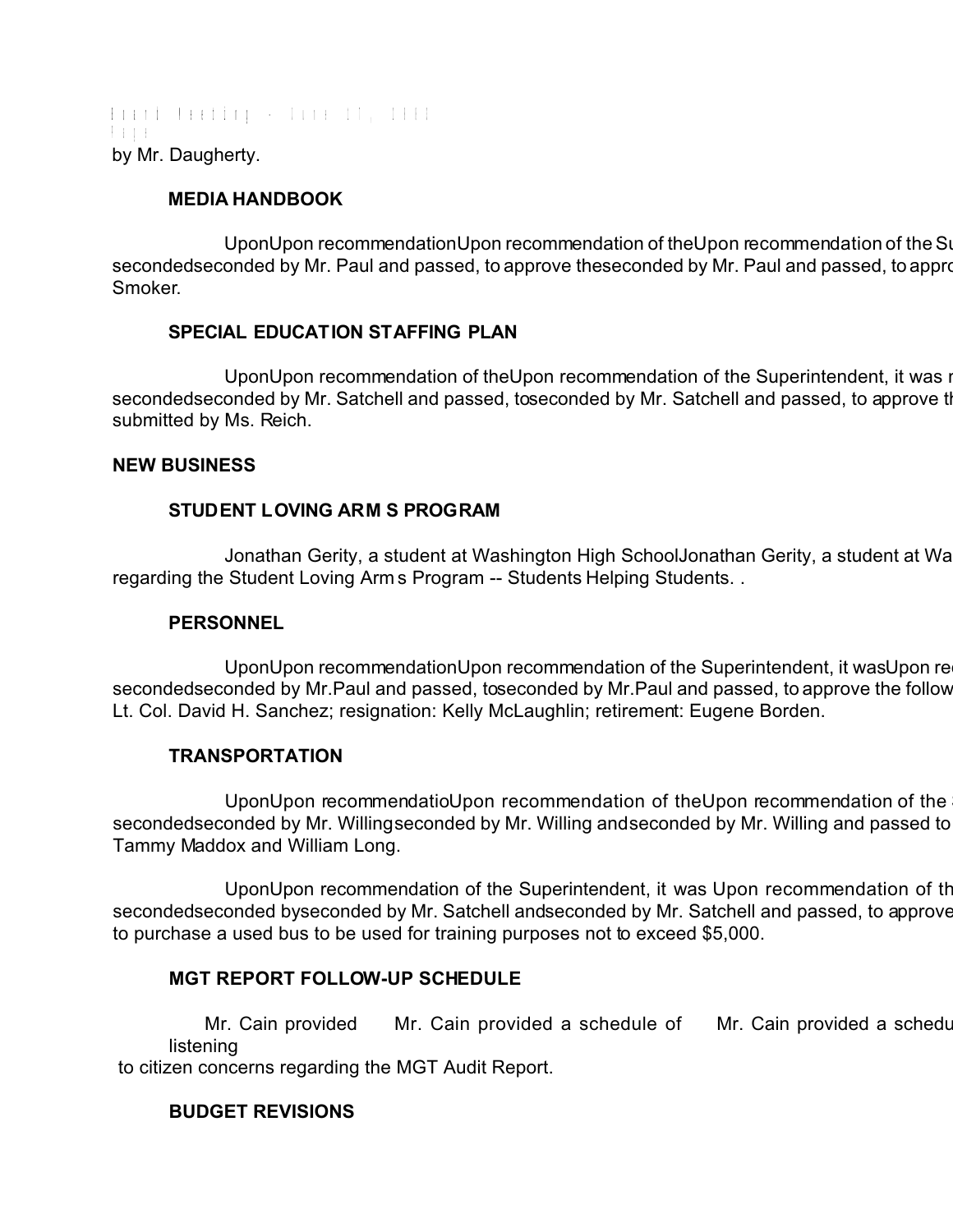by Mr. Daugherty.

**MEDIA HANDBOOK**

UponUpon recommendationUpon recommendation of theUpon recommendation of the Su secondedseconded by Mr. Paul and passed, to approve theseconded by Mr. Paul and passed, to appro Smoker.

**SPECIAL EDUCATION STAFFING PLAN**

UponUpon recommendation of theUpon recommendation of the Superintendent, it was r secondedseconded by Mr. Satchell and passed, toseconded by Mr. Satchell and passed, to approve th submitted by Ms. Reich.

**NEW BUSINESS**

**STUDENT LOVING ARMS PROGRAM**

Jonathan Gerity, a student at Washington High SchoolJonathan Gerity, a student at Wa regarding the Student Loving Arms Program -- Students Helping Students. .

**PERSONNEL**

UponUpon recommendationUpon recommendation of the Superintendent, it wasUpon re secondedseconded by Mr.Paul and passed, toseconded by Mr.Paul and passed, to approve the follow Lt. Col. David H. Sanchez; resignation: Kelly McLaughlin; retirement: Eugene Borden.

**TRANSPORTATION**

UponUpon recommendatioUpon recommendation of theUpon recommendation of the secondedseconded by Mr. Willingseconded by Mr. Willing andseconded by Mr. Willing and passed to Tammy Maddox and William Long.

UponUpon recommendation of the Superintendent, it was Upon recommendation of th secondedseconded byseconded by Mr. Satchell andseconded by Mr. Satchell and passed, to approve to purchase a used bus to be used for training purposes not to exceed $5,000.

**MGT REPORT FOLLOW-UP SCHEDULE**

Mr. Cain provided Mr. Cain provided a schedule of Mr. Cain provided a schedu listening to citizen concerns regarding the MGT Audit Report.

**BUDGET REVISIONS**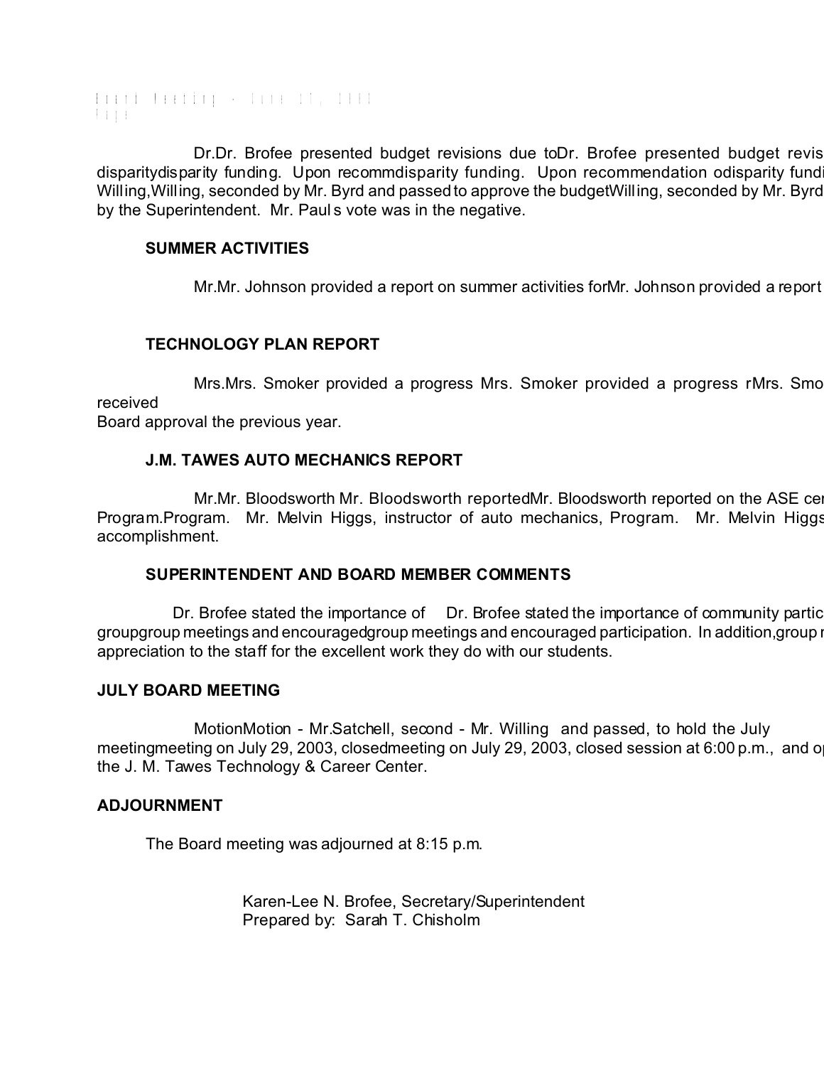Dr.Dr. Brofee presented budget revisions due toDr. Brofee presented budget revis disparitydisparity funding. Upon recommdisparity funding. Upon recommendation odisparity fundi Willing,Willing, seconded by Mr. Byrd and passed to approve the budgetWilling, seconded by Mr. Byrd by the Superintendent. Mr. Paul s vote was in the negative.

**SUMMER ACTIVITIES**

Mr.Mr. Johnson provided a report on summer activities forMr. Johnson provided a report

**TECHNOLOGY PLAN REPORT**

Mrs.Mrs. Smoker provided a progress Mrs. Smoker provided a progress rMrs. Smo received
Board approval the previous year.

**J.M. TAWES AUTO MECHANICS REPORT**

Mr.Mr. Bloodsworth Mr. Bloodsworth reportedMr. Bloodsworth reported on the ASE cer Program.Program. Mr. Melvin Higgs, instructor of auto mechanics, Program. Mr. Melvin Higgs accomplishment.

**SUPERINTENDENT AND BOARD MEMBER COMMENTS**

Dr. Brofee stated the importance of Dr. Brofee stated the importance of community partic groupgroup meetings and encouragedgroup meetings and encouraged participation. In addition,group r appreciation to the staff for the excellent work they do with our students.

**JULY BOARD MEETING**

MotionMotion - Mr.Satchell, second - Mr. Willing and passed, to hold the July meetingmeeting on July 29, 2003, closedmeeting on July 29, 2003, closed session at 6:00 p.m., and op the J. M. Tawes Technology & Career Center.

**ADJOURNMENT**

The Board meeting was adjourned at 8:15 p.m.

Karen-Lee N. Brofee, Secretary/Superintendent
Prepared by: Sarah T. Chisholm